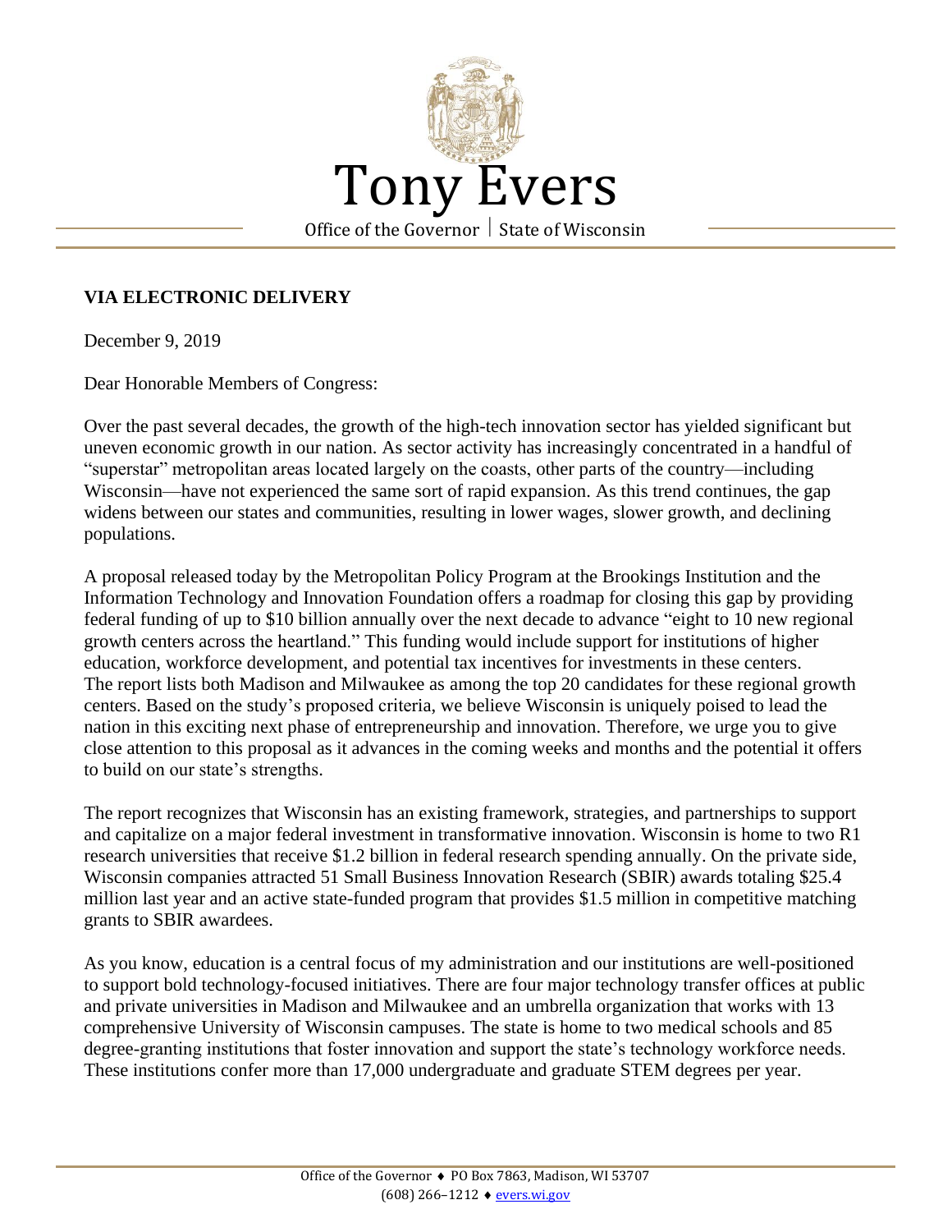# Tony Evers

Office of the Governor | State of Wisconsin

**VIA ELECTRONIC DELIVERY**

December 9, 2019

Dear Honorable Members of Congress:

Over the past several decades, the growth of the high-tech innovation sector has yielded significant but uneven economic growth in our nation. As sector activity has increasingly concentrated in a handful of "superstar" metropolitan areas located largely on the coasts, other parts of the country—including Wisconsin—have not experienced the same sort of rapid expansion. As this trend continues, the gap widens between our states and communities, resulting in lower wages, slower growth, and declining populations.

A proposal released today by the Metropolitan Policy Program at the Brookings Institution and the Information Technology and Innovation Foundation offers a roadmap for closing this gap by providing federal funding of up to $10 billion annually over the next decade to advance "eight to 10 new regional growth centers across the heartland." This funding would include support for institutions of higher education, workforce development, and potential tax incentives for investments in these centers. The report lists both Madison and Milwaukee as among the top 20 candidates for these regional growth centers. Based on the study's proposed criteria, we believe Wisconsin is uniquely poised to lead the nation in this exciting next phase of entrepreneurship and innovation. Therefore, we urge you to give close attention to this proposal as it advances in the coming weeks and months and the potential it offers to build on our state's strengths.

The report recognizes that Wisconsin has an existing framework, strategies, and partnerships to support and capitalize on a major federal investment in transformative innovation. Wisconsin is home to two R1 research universities that receive $1.2 billion in federal research spending annually. On the private side, Wisconsin companies attracted 51 Small Business Innovation Research (SBIR) awards totaling $25.4 million last year and an active state-funded program that provides $1.5 million in competitive matching grants to SBIR awardees.

As you know, education is a central focus of my administration and our institutions are well-positioned to support bold technology-focused initiatives. There are four major technology transfer offices at public and private universities in Madison and Milwaukee and an umbrella organization that works with 13 comprehensive University of Wisconsin campuses. The state is home to two medical schools and 85 degree-granting institutions that foster innovation and support the state's technology workforce needs. These institutions confer more than 17,000 undergraduate and graduate STEM degrees per year.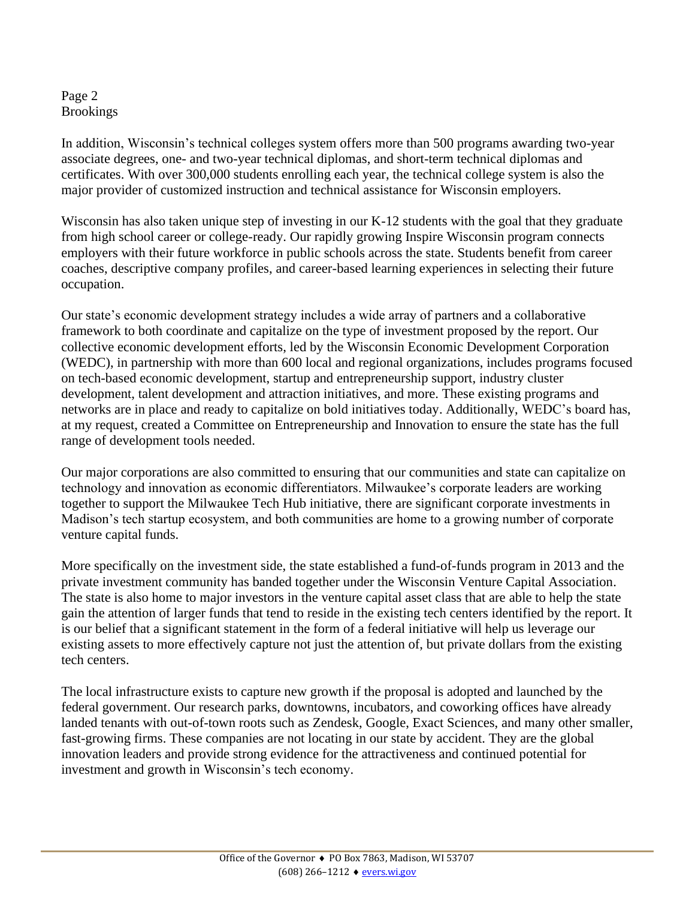In addition, Wisconsin's technical colleges system offers more than 500 programs awarding two-year associate degrees, one- and two-year technical diplomas, and short-term technical diplomas and certificates. With over 300,000 students enrolling each year, the technical college system is also the major provider of customized instruction and technical assistance for Wisconsin employers.

Wisconsin has also taken unique step of investing in our K-12 students with the goal that they graduate from high school career or college-ready. Our rapidly growing Inspire Wisconsin program connects employers with their future workforce in public schools across the state. Students benefit from career coaches, descriptive company profiles, and career-based learning experiences in selecting their future occupation.

Our state's economic development strategy includes a wide array of partners and a collaborative framework to both coordinate and capitalize on the type of investment proposed by the report. Our collective economic development efforts, led by the Wisconsin Economic Development Corporation (WEDC), in partnership with more than 600 local and regional organizations, includes programs focused on tech-based economic development, startup and entrepreneurship support, industry cluster development, talent development and attraction initiatives, and more. These existing programs and networks are in place and ready to capitalize on bold initiatives today. Additionally, WEDC's board has, at my request, created a Committee on Entrepreneurship and Innovation to ensure the state has the full range of development tools needed.

Our major corporations are also committed to ensuring that our communities and state can capitalize on technology and innovation as economic differentiators. Milwaukee's corporate leaders are working together to support the Milwaukee Tech Hub initiative, there are significant corporate investments in Madison's tech startup ecosystem, and both communities are home to a growing number of corporate venture capital funds.

More specifically on the investment side, the state established a fund-of-funds program in 2013 and the private investment community has banded together under the Wisconsin Venture Capital Association. The state is also home to major investors in the venture capital asset class that are able to help the state gain the attention of larger funds that tend to reside in the existing tech centers identified by the report. It is our belief that a significant statement in the form of a federal initiative will help us leverage our existing assets to more effectively capture not just the attention of, but private dollars from the existing tech centers.

The local infrastructure exists to capture new growth if the proposal is adopted and launched by the federal government. Our research parks, downtowns, incubators, and coworking offices have already landed tenants with out-of-town roots such as Zendesk, Google, Exact Sciences, and many other smaller, fast-growing firms. These companies are not locating in our state by accident. They are the global innovation leaders and provide strong evidence for the attractiveness and continued potential for investment and growth in Wisconsin's tech economy.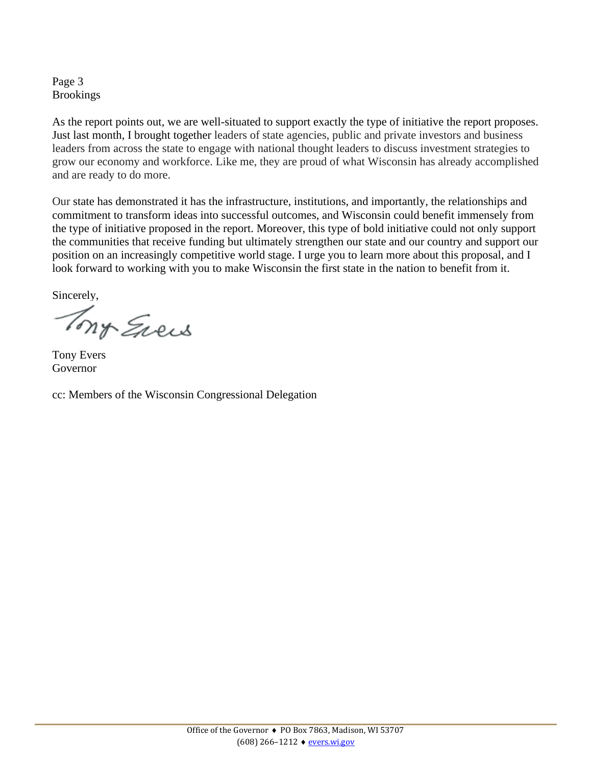As the report points out, we are well-situated to support exactly the type of initiative the report proposes. Just last month, I brought together leaders of state agencies, public and private investors and business leaders from across the state to engage with national thought leaders to discuss investment strategies to grow our economy and workforce. Like me, they are proud of what Wisconsin has already accomplished and are ready to do more.

Our state has demonstrated it has the infrastructure, institutions, and importantly, the relationships and commitment to transform ideas into successful outcomes, and Wisconsin could benefit immensely from the type of initiative proposed in the report. Moreover, this type of bold initiative could not only support the communities that receive funding but ultimately strengthen our state and our country and support our position on an increasingly competitive world stage. I urge you to learn more about this proposal, and I look forward to working with you to make Wisconsin the first state in the nation to benefit from it.

Sincerely,

Tony Evers
Governor

cc: Members of the Wisconsin Congressional Delegation